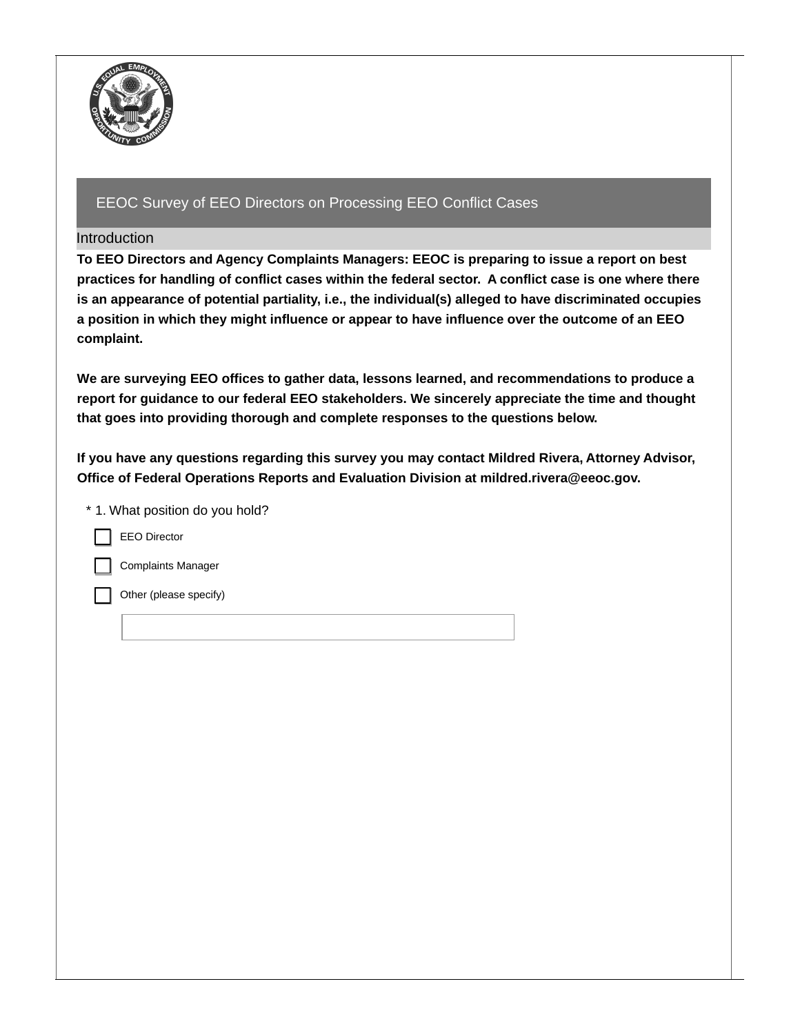# EEOC Survey of EEO Directors on Processing EEO Conflict Cases

## Introduction

**To EEO Directors and Agency Complaints Managers: EEOC is preparing to issue a report on best practices for handling of conflict cases within the federal sector. A conflict case is one where there is an appearance of potential partiality, i.e., the individual(s) alleged to have discriminated occupies a position in which they might influence or appear to have influence over the outcome of an EEO complaint.**

**We are surveying EEO offices to gather data, lessons learned, and recommendations to produce a report for guidance to our federal EEO stakeholders. We sincerely appreciate the time and thought that goes into providing thorough and complete responses to the questions below.**

**If you have any questions regarding this survey you may contact Mildred Rivera, Attorney Advisor, Office of Federal Operations Reports and Evaluation Division at mildred.rivera@eeoc.gov.**

\* 1. What position do you hold?

- [ ] EEO Director
- [ ] Complaints Manager
- [ ] Other (please specify)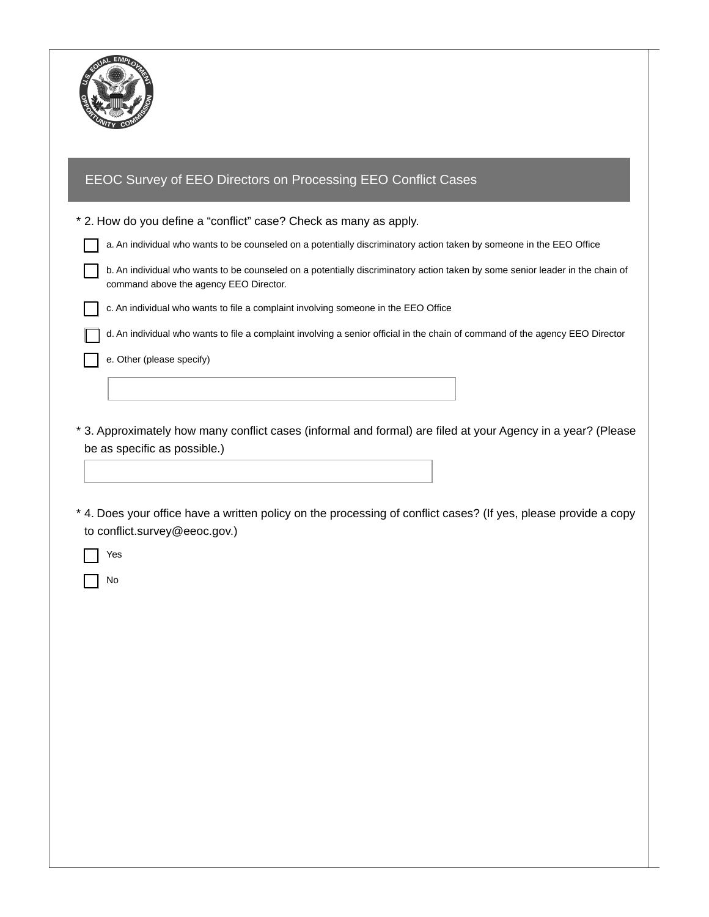## EEOC Survey of EEO Directors on Processing EEO Conflict Cases

\* 2. How do you define a “conflict” case? Check as many as apply.

- [ ] a. An individual who wants to be counseled on a potentially discriminatory action taken by someone in the EEO Office
- [ ] b. An individual who wants to be counseled on a potentially discriminatory action taken by some senior leader in the chain of command above the agency EEO Director.
- [ ] c. An individual who wants to file a complaint involving someone in the EEO Office
- [ ] d. An individual who wants to file a complaint involving a senior official in the chain of command of the agency EEO Director
- [ ] e. Other (please specify)

\* 3. Approximately how many conflict cases (informal and formal) are filed at your Agency in a year? (Please be as specific as possible.)

\* 4. Does your office have a written policy on the processing of conflict cases? (If yes, please provide a copy to conflict.survey@eeoc.gov.)

- [ ] Yes
- [ ] No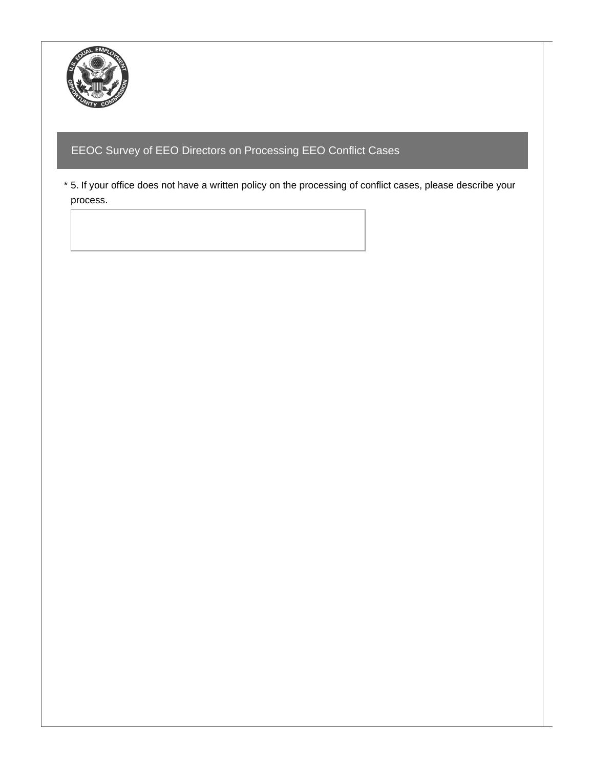## EEOC Survey of EEO Directors on Processing EEO Conflict Cases

* 5. If your office does not have a written policy on the processing of conflict cases, please describe your process.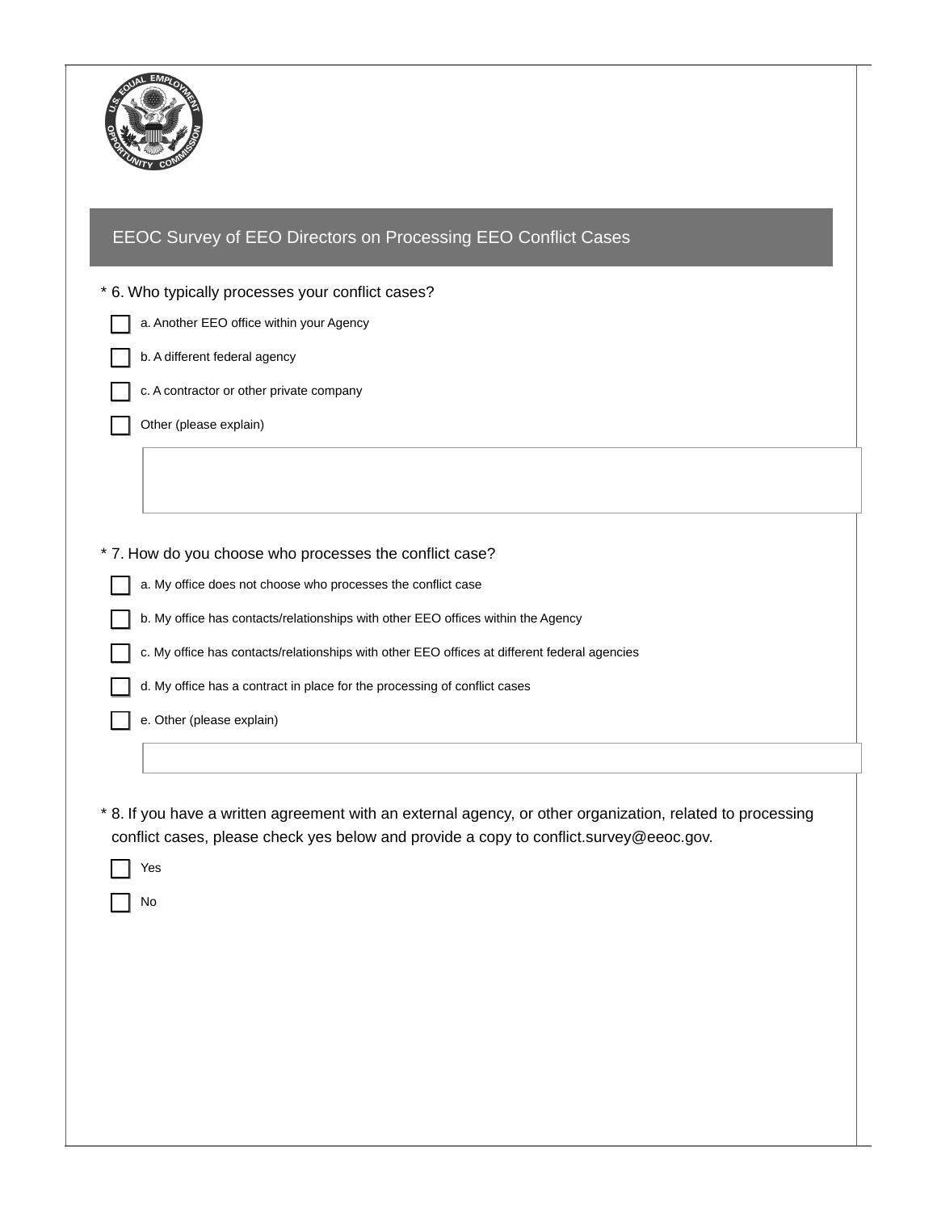## EEOC Survey of EEO Directors on Processing EEO Conflict Cases

\* 6. Who typically processes your conflict cases?

- [ ] a. Another EEO office within your Agency
- [ ] b. A different federal agency
- [ ] c. A contractor or other private company
- [ ] Other (please explain)

\* 7. How do you choose who processes the conflict case?

- [ ] a. My office does not choose who processes the conflict case
- [ ] b. My office has contacts/relationships with other EEO offices within the Agency
- [ ] c. My office has contacts/relationships with other EEO offices at different federal agencies
- [ ] d. My office has a contract in place for the processing of conflict cases
- [ ] e. Other (please explain)

\* 8. If you have a written agreement with an external agency, or other organization, related to processing conflict cases, please check yes below and provide a copy to conflict.survey@eeoc.gov.

- [ ] Yes
- [ ] No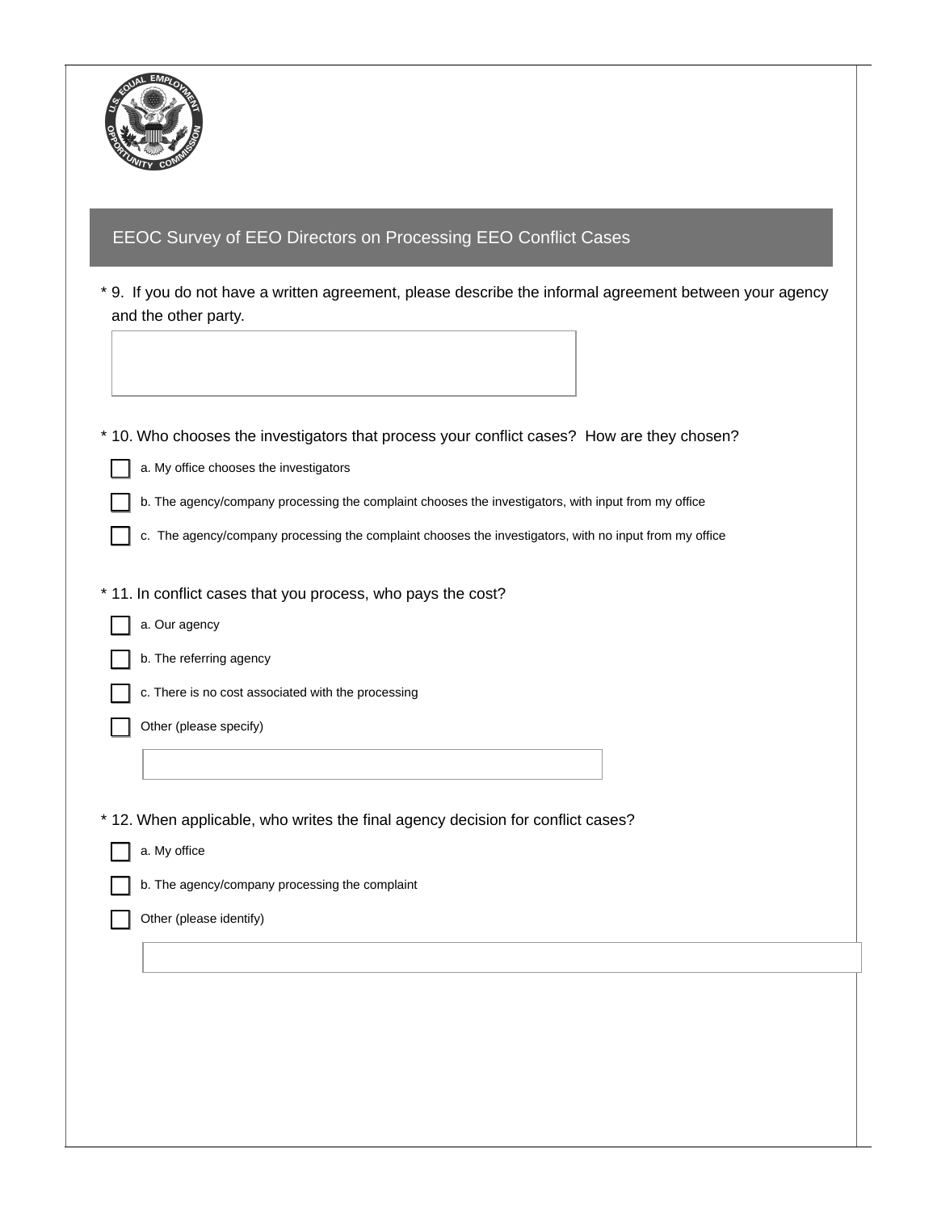## EEOC Survey of EEO Directors on Processing EEO Conflict Cases

\* 9. If you do not have a written agreement, please describe the informal agreement between your agency and the other party.

\* 10. Who chooses the investigators that process your conflict cases? How are they chosen?

- [ ] a. My office chooses the investigators
- [ ] b. The agency/company processing the complaint chooses the investigators, with input from my office
- [ ] c. The agency/company processing the complaint chooses the investigators, with no input from my office

\* 11. In conflict cases that you process, who pays the cost?

- [ ] a. Our agency
- [ ] b. The referring agency
- [ ] c. There is no cost associated with the processing
- [ ] Other (please specify)

\* 12. When applicable, who writes the final agency decision for conflict cases?

- [ ] a. My office
- [ ] b. The agency/company processing the complaint
- [ ] Other (please identify)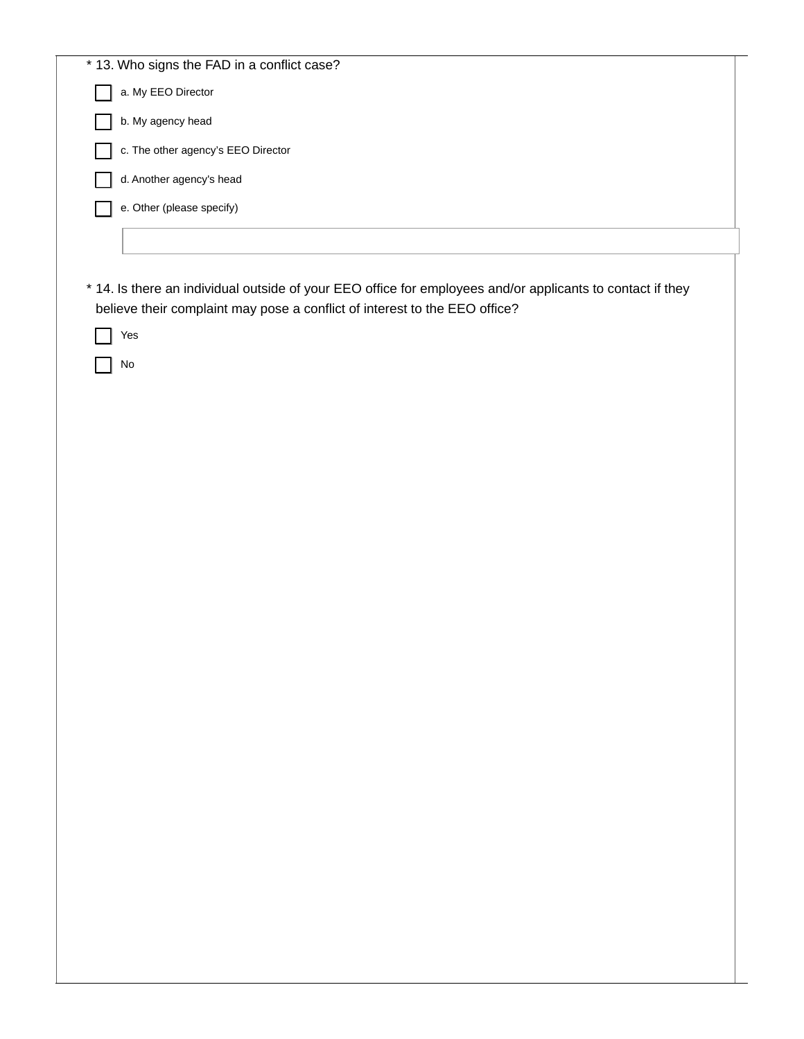* 13. Who signs the FAD in a conflict case?

- [ ] a. My EEO Director
- [ ] b. My agency head
- [ ] c. The other agency's EEO Director
- [ ] d. Another agency's head
- [ ] e. Other (please specify)

* 14. Is there an individual outside of your EEO office for employees and/or applicants to contact if they believe their complaint may pose a conflict of interest to the EEO office?

- [ ] Yes
- [ ] No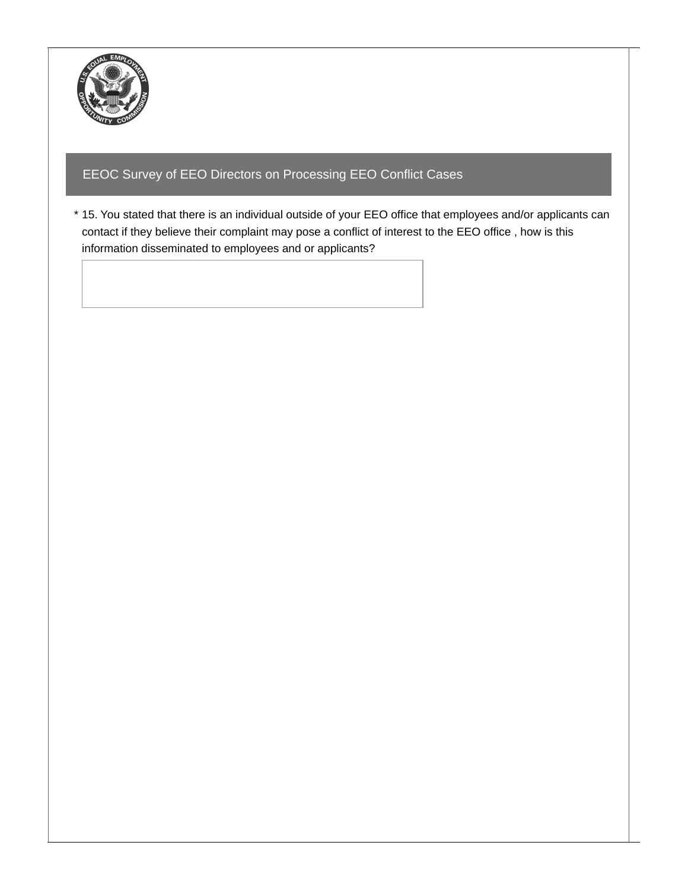## EEOC Survey of EEO Directors on Processing EEO Conflict Cases

\* 15. You stated that there is an individual outside of your EEO office that employees and/or applicants can contact if they believe their complaint may pose a conflict of interest to the EEO office , how is this information disseminated to employees and or applicants?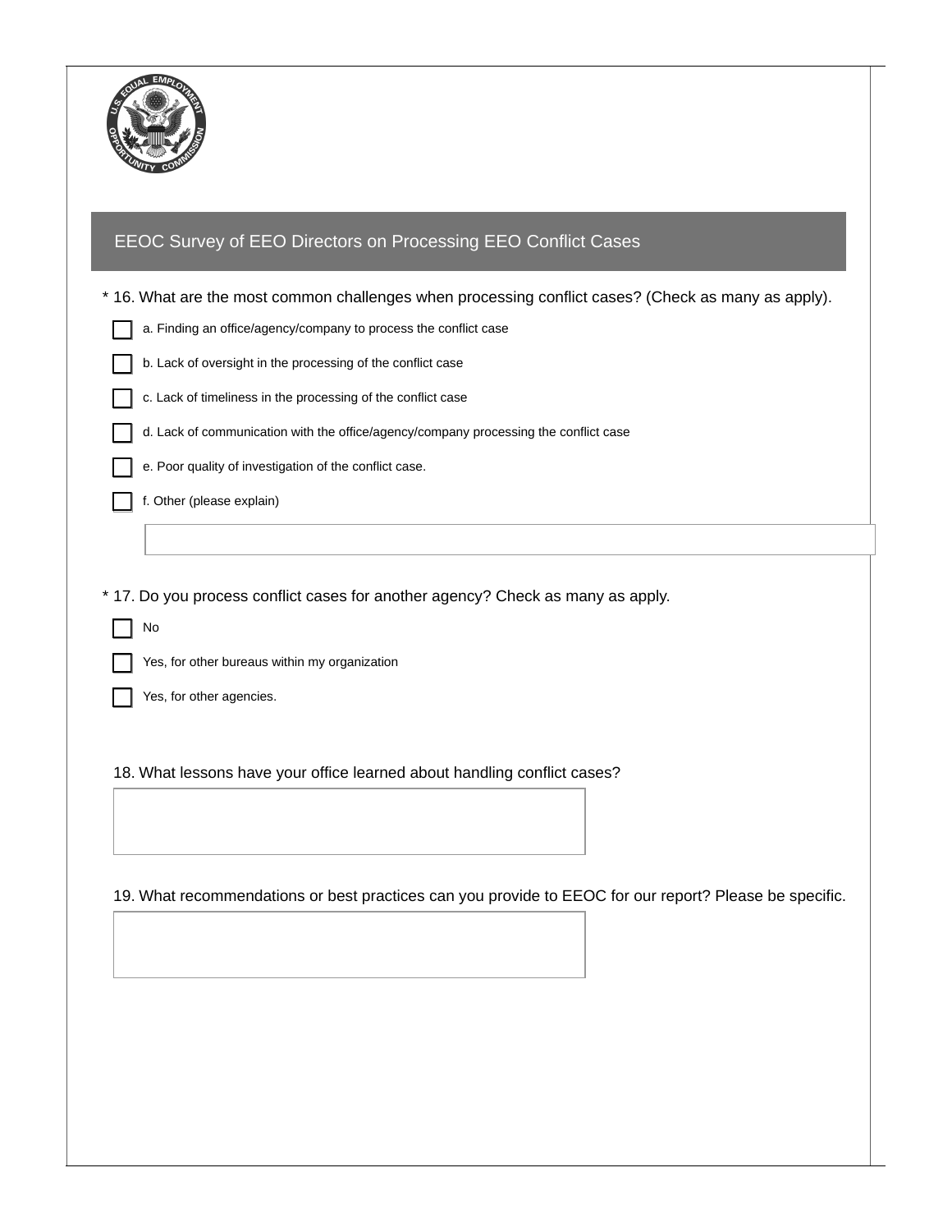## EEOC Survey of EEO Directors on Processing EEO Conflict Cases

\* 16. What are the most common challenges when processing conflict cases? (Check as many as apply).

- [ ] a. Finding an office/agency/company to process the conflict case
- [ ] b. Lack of oversight in the processing of the conflict case
- [ ] c. Lack of timeliness in the processing of the conflict case
- [ ] d. Lack of communication with the office/agency/company processing the conflict case
- [ ] e. Poor quality of investigation of the conflict case.
- [ ] f. Other (please explain)

\* 17. Do you process conflict cases for another agency? Check as many as apply.

- [ ] No
- [ ] Yes, for other bureaus within my organization
- [ ] Yes, for other agencies.

18. What lessons have your office learned about handling conflict cases?

19. What recommendations or best practices can you provide to EEOC for our report? Please be specific.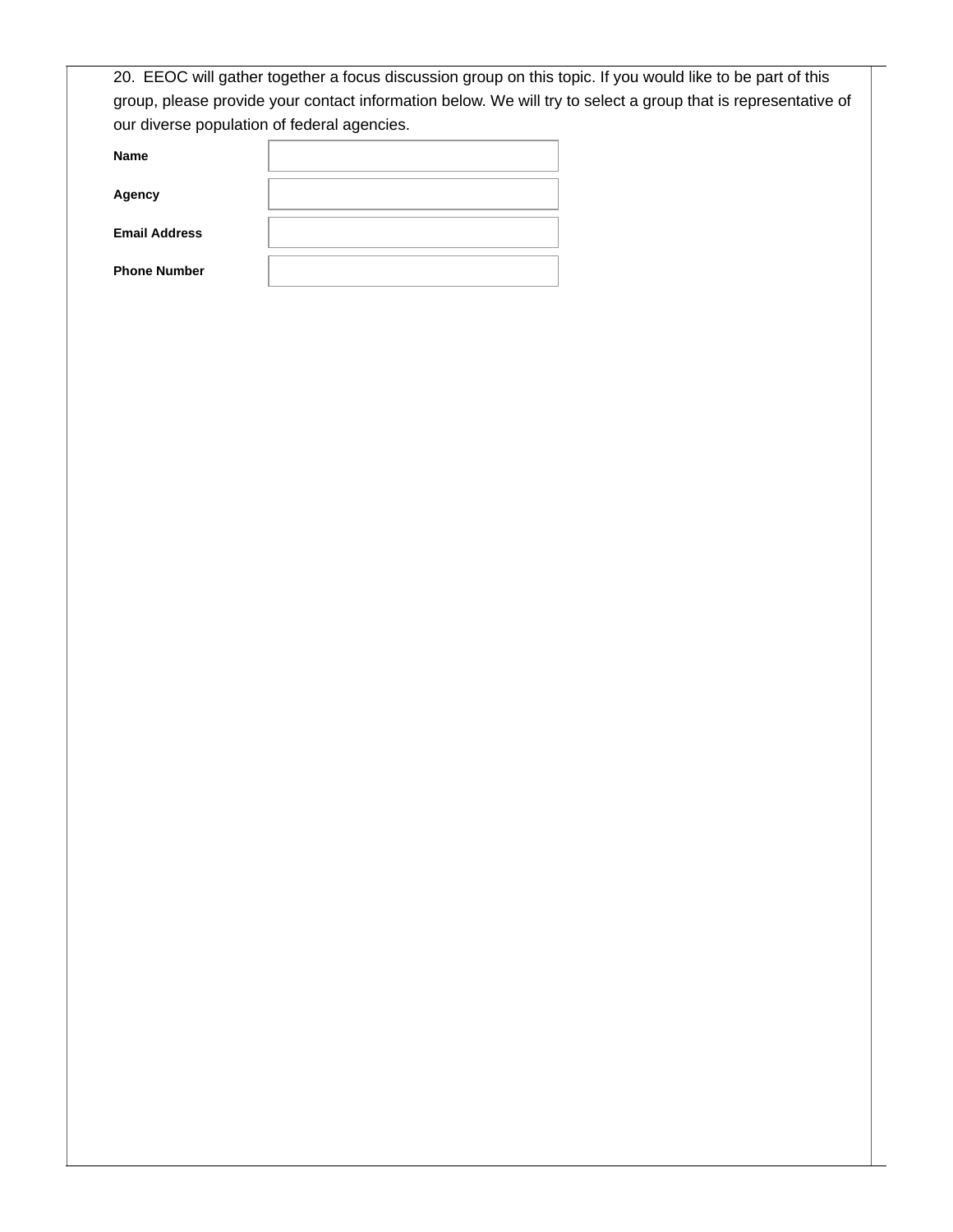20. EEOC will gather together a focus discussion group on this topic. If you would like to be part of this group, please provide your contact information below. We will try to select a group that is representative of our diverse population of federal agencies.

| | |
|---|---|
| **Name** | |
| **Agency** | |
| **Email Address** | |
| **Phone Number** | |